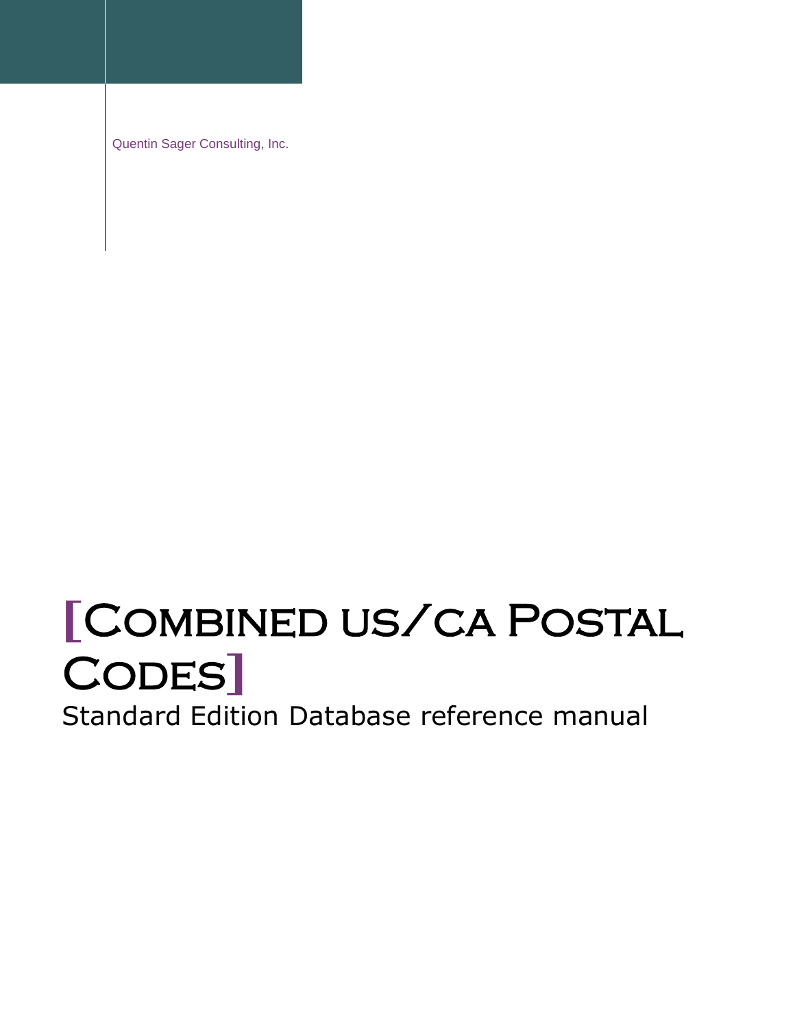Quentin Sager Consulting, Inc.

# [Combined us/ca Postal Codes]

Standard Edition Database reference manual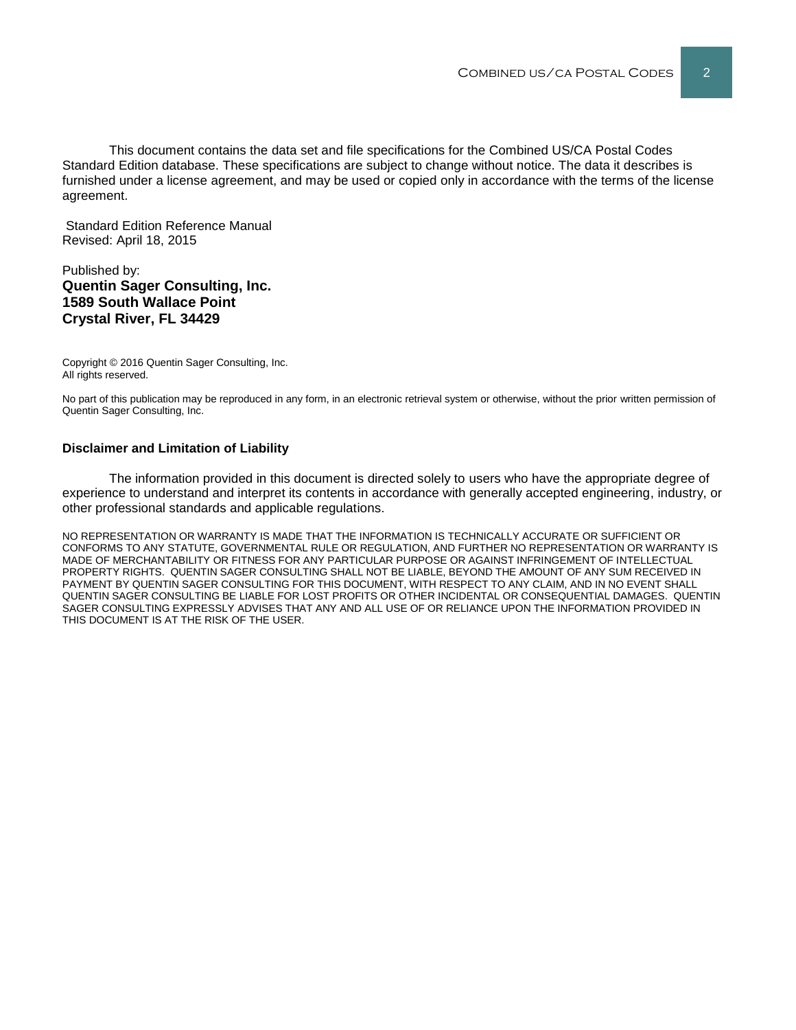This document contains the data set and file specifications for the Combined US/CA Postal Codes Standard Edition database. These specifications are subject to change without notice. The data it describes is furnished under a license agreement, and may be used or copied only in accordance with the terms of the license agreement.

Standard Edition Reference Manual
Revised: April 18, 2015

Published by:
**Quentin Sager Consulting, Inc.**
**1589 South Wallace Point**
**Crystal River, FL 34429**

Copyright © 2016 Quentin Sager Consulting, Inc.
All rights reserved.

No part of this publication may be reproduced in any form, in an electronic retrieval system or otherwise, without the prior written permission of Quentin Sager Consulting, Inc.

**Disclaimer and Limitation of Liability**

The information provided in this document is directed solely to users who have the appropriate degree of experience to understand and interpret its contents in accordance with generally accepted engineering, industry, or other professional standards and applicable regulations.

NO REPRESENTATION OR WARRANTY IS MADE THAT THE INFORMATION IS TECHNICALLY ACCURATE OR SUFFICIENT OR CONFORMS TO ANY STATUTE, GOVERNMENTAL RULE OR REGULATION, AND FURTHER NO REPRESENTATION OR WARRANTY IS MADE OF MERCHANTABILITY OR FITNESS FOR ANY PARTICULAR PURPOSE OR AGAINST INFRINGEMENT OF INTELLECTUAL PROPERTY RIGHTS. QUENTIN SAGER CONSULTING SHALL NOT BE LIABLE, BEYOND THE AMOUNT OF ANY SUM RECEIVED IN PAYMENT BY QUENTIN SAGER CONSULTING FOR THIS DOCUMENT, WITH RESPECT TO ANY CLAIM, AND IN NO EVENT SHALL QUENTIN SAGER CONSULTING BE LIABLE FOR LOST PROFITS OR OTHER INCIDENTAL OR CONSEQUENTIAL DAMAGES. QUENTIN SAGER CONSULTING EXPRESSLY ADVISES THAT ANY AND ALL USE OF OR RELIANCE UPON THE INFORMATION PROVIDED IN THIS DOCUMENT IS AT THE RISK OF THE USER.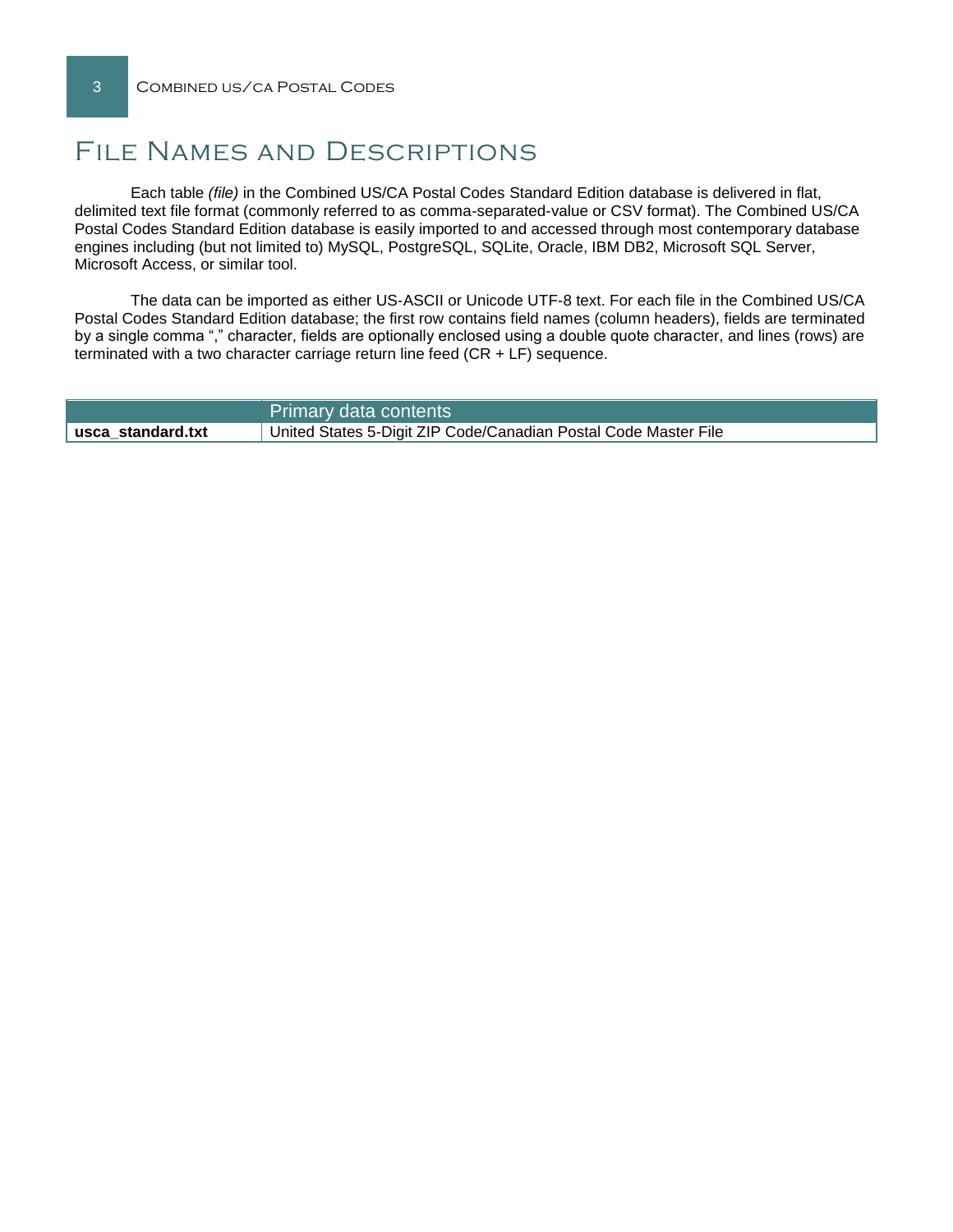# File Names and Descriptions

Each table *(file)* in the Combined US/CA Postal Codes Standard Edition database is delivered in flat, delimited text file format (commonly referred to as comma-separated-value or CSV format). The Combined US/CA Postal Codes Standard Edition database is easily imported to and accessed through most contemporary database engines including (but not limited to) MySQL, PostgreSQL, SQLite, Oracle, IBM DB2, Microsoft SQL Server, Microsoft Access, or similar tool.

The data can be imported as either US-ASCII or Unicode UTF-8 text. For each file in the Combined US/CA Postal Codes Standard Edition database; the first row contains field names (column headers), fields are terminated by a single comma "," character, fields are optionally enclosed using a double quote character, and lines (rows) are terminated with a two character carriage return line feed (CR + LF) sequence.

| | Primary data contents |
|---|---|
| **usca_standard.txt** | United States 5-Digit ZIP Code/Canadian Postal Code Master File |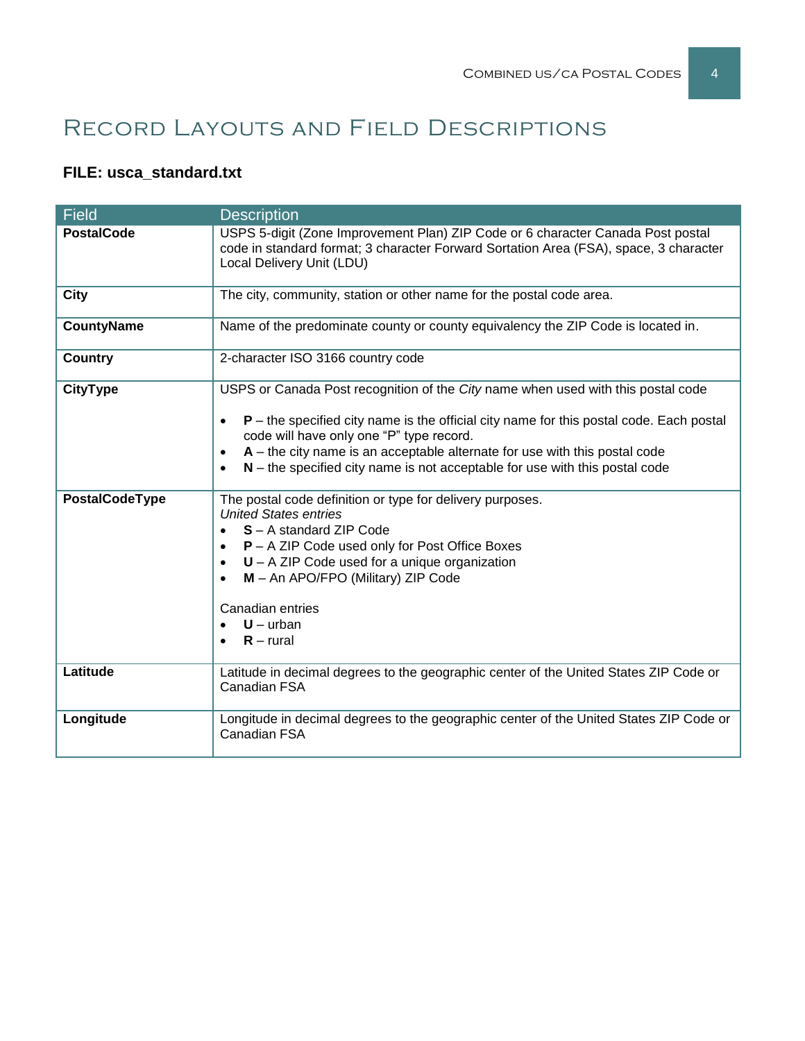# Record Layouts and Field Descriptions

**FILE: usca_standard.txt**

| Field | Description |
|---|---|
| **PostalCode** | USPS 5-digit (Zone Improvement Plan) ZIP Code or 6 character Canada Post postal code in standard format; 3 character Forward Sortation Area (FSA), space, 3 character Local Delivery Unit (LDU) |
| **City** | The city, community, station or other name for the postal code area. |
| **CountyName** | Name of the predominate county or county equivalency the ZIP Code is located in. |
| **Country** | 2-character ISO 3166 country code |
| **CityType** | USPS or Canada Post recognition of the *City* name when used with this postal code<br><br>• **P** – the specified city name is the official city name for this postal code. Each postal code will have only one "P" type record.<br>• **A** – the city name is an acceptable alternate for use with this postal code<br>• **N** – the specified city name is not acceptable for use with this postal code |
| **PostalCodeType** | The postal code definition or type for delivery purposes.<br>*United States entries*<br>• **S** – A standard ZIP Code<br>• **P** – A ZIP Code used only for Post Office Boxes<br>• **U** – A ZIP Code used for a unique organization<br>• **M** – An APO/FPO (Military) ZIP Code<br><br>Canadian entries<br>• **U** – urban<br>• **R** – rural |
| **Latitude** | Latitude in decimal degrees to the geographic center of the United States ZIP Code or Canadian FSA |
| **Longitude** | Longitude in decimal degrees to the geographic center of the United States ZIP Code or Canadian FSA |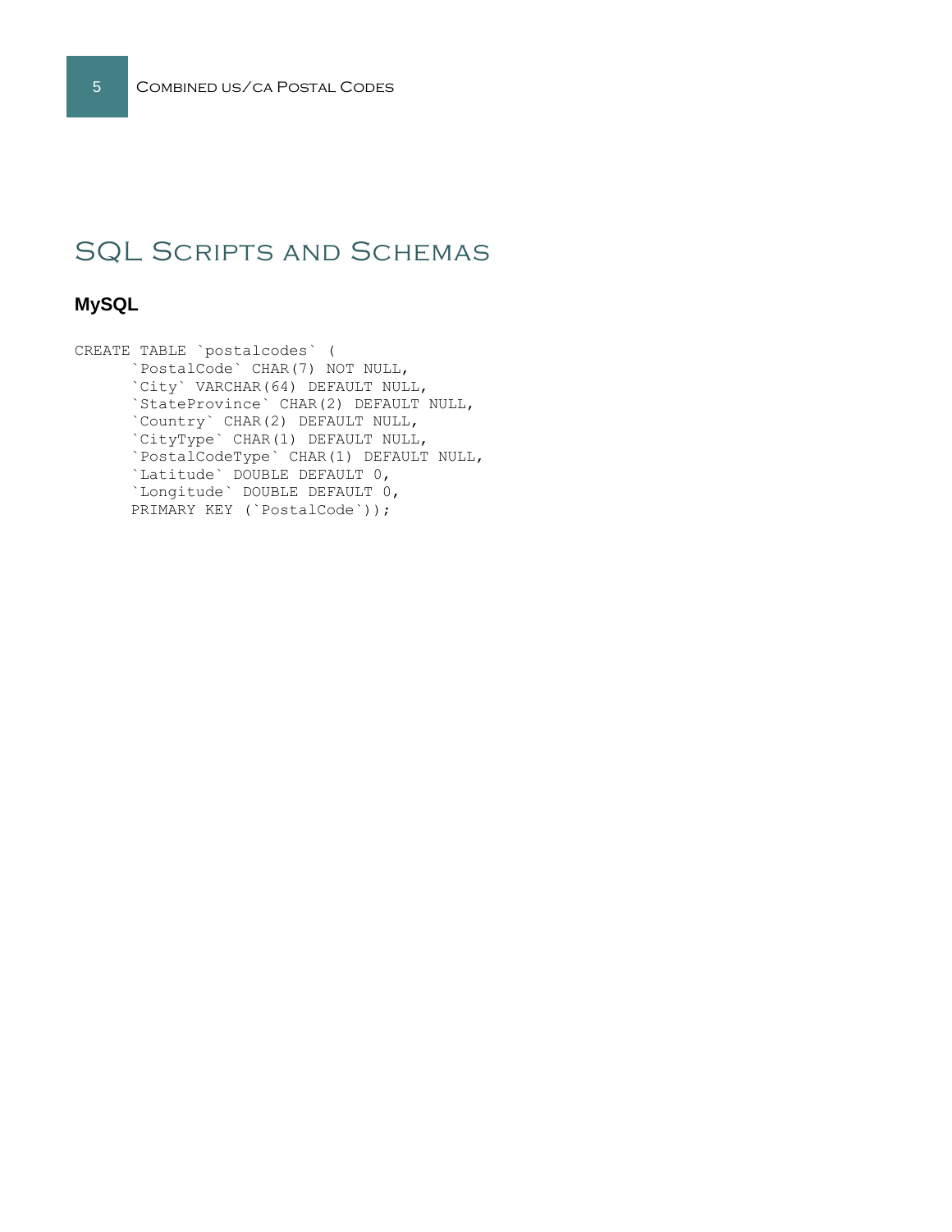# SQL Scripts and Schemas

### MySQL

```
CREATE TABLE `postalcodes` (
      `PostalCode` CHAR(7) NOT NULL,
      `City` VARCHAR(64) DEFAULT NULL,
      `StateProvince` CHAR(2) DEFAULT NULL,
      `Country` CHAR(2) DEFAULT NULL,
      `CityType` CHAR(1) DEFAULT NULL,
      `PostalCodeType` CHAR(1) DEFAULT NULL,
      `Latitude` DOUBLE DEFAULT 0,
      `Longitude` DOUBLE DEFAULT 0,
      PRIMARY KEY (`PostalCode`));
```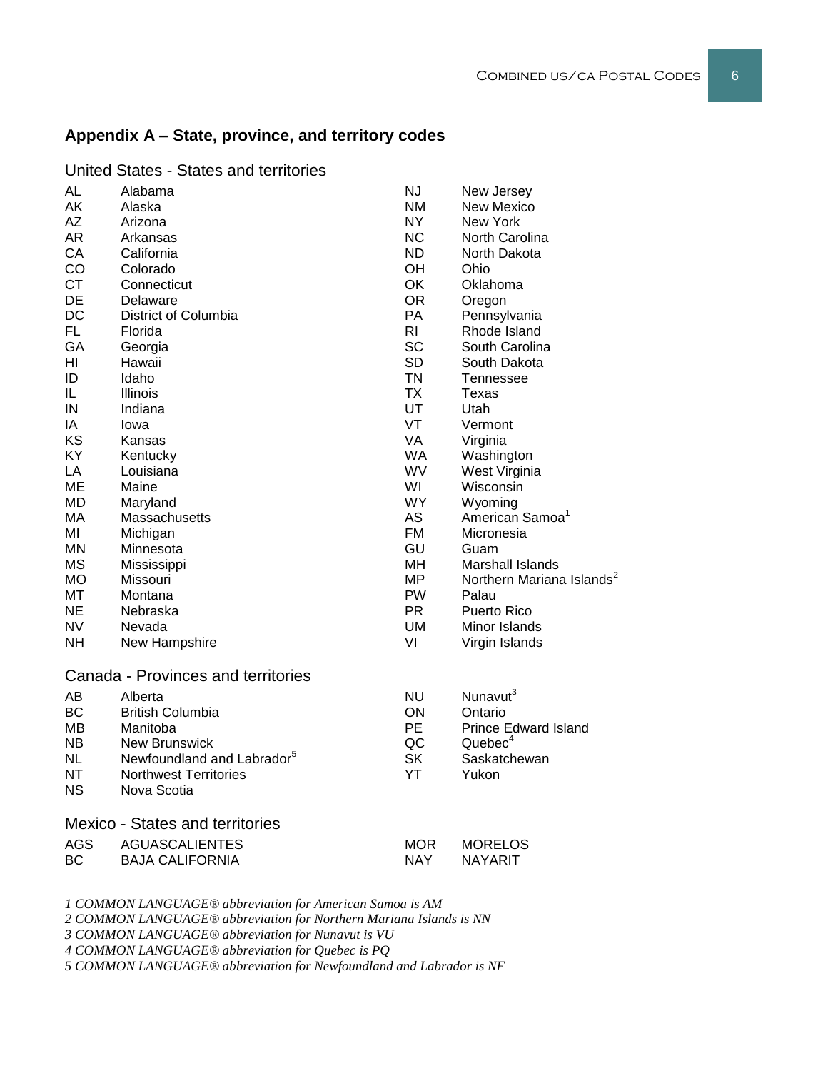## Appendix A – State, province, and territory codes

### United States - States and territories

| Code | Name |
|---|---|
| AL | Alabama |
| AK | Alaska |
| AZ | Arizona |
| AR | Arkansas |
| CA | California |
| CO | Colorado |
| CT | Connecticut |
| DE | Delaware |
| DC | District of Columbia |
| FL | Florida |
| GA | Georgia |
| HI | Hawaii |
| ID | Idaho |
| IL | Illinois |
| IN | Indiana |
| IA | Iowa |
| KS | Kansas |
| KY | Kentucky |
| LA | Louisiana |
| ME | Maine |
| MD | Maryland |
| MA | Massachusetts |
| MI | Michigan |
| MN | Minnesota |
| MS | Mississippi |
| MO | Missouri |
| MT | Montana |
| NE | Nebraska |
| NV | Nevada |
| NH | New Hampshire |
| NJ | New Jersey |
| NM | New Mexico |
| NY | New York |
| NC | North Carolina |
| ND | North Dakota |
| OH | Ohio |
| OK | Oklahoma |
| OR | Oregon |
| PA | Pennsylvania |
| RI | Rhode Island |
| SC | South Carolina |
| SD | South Dakota |
| TN | Tennessee |
| TX | Texas |
| UT | Utah |
| VT | Vermont |
| VA | Virginia |
| WA | Washington |
| WV | West Virginia |
| WI | Wisconsin |
| WY | Wyoming |
| AS | American Samoa[1] |
| FM | Micronesia |
| GU | Guam |
| MH | Marshall Islands |
| MP | Northern Mariana Islands[2] |
| PW | Palau |
| PR | Puerto Rico |
| UM | Minor Islands |
| VI | Virgin Islands |

### Canada - Provinces and territories

| Code | Name |
|---|---|
| AB | Alberta |
| BC | British Columbia |
| MB | Manitoba |
| NB | New Brunswick |
| NL | Newfoundland and Labrador[5] |
| NT | Northwest Territories |
| NS | Nova Scotia |
| NU | Nunavut[3] |
| ON | Ontario |
| PE | Prince Edward Island |
| QC | Quebec[4] |
| SK | Saskatchewan |
| YT | Yukon |

### Mexico - States and territories

| Code | Name |
|---|---|
| AGS | AGUASCALIENTES |
| BC | BAJA CALIFORNIA |
| MOR | MORELOS |
| NAY | NAYARIT |

---

*1 COMMON LANGUAGE® abbreviation for American Samoa is AM*

*2 COMMON LANGUAGE® abbreviation for Northern Mariana Islands is NN*

*3 COMMON LANGUAGE® abbreviation for Nunavut is VU*

*4 COMMON LANGUAGE® abbreviation for Quebec is PQ*

*5 COMMON LANGUAGE® abbreviation for Newfoundland and Labrador is NF*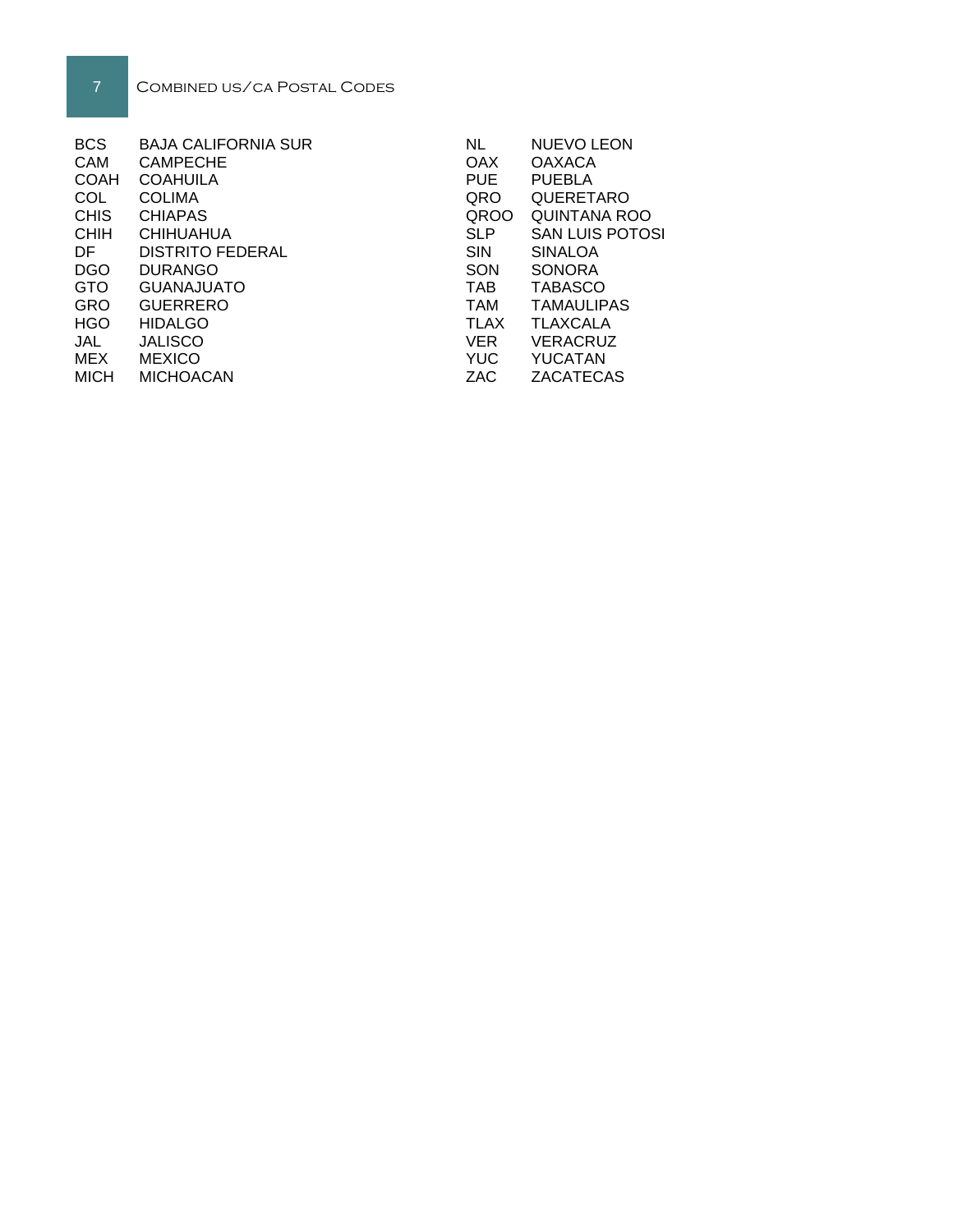| | |
|---|---|
| BCS | BAJA CALIFORNIA SUR |
| CAM | CAMPECHE |
| COAH | COAHUILA |
| COL | COLIMA |
| CHIS | CHIAPAS |
| CHIH | CHIHUAHUA |
| DF | DISTRITO FEDERAL |
| DGO | DURANGO |
| GTO | GUANAJUATO |
| GRO | GUERRERO |
| HGO | HIDALGO |
| JAL | JALISCO |
| MEX | MEXICO |
| MICH | MICHOACAN |
| NL | NUEVO LEON |
| OAX | OAXACA |
| PUE | PUEBLA |
| QRO | QUERETARO |
| QROO | QUINTANA ROO |
| SLP | SAN LUIS POTOSI |
| SIN | SINALOA |
| SON | SONORA |
| TAB | TABASCO |
| TAM | TAMAULIPAS |
| TLAX | TLAXCALA |
| VER | VERACRUZ |
| YUC | YUCATAN |
| ZAC | ZACATECAS |